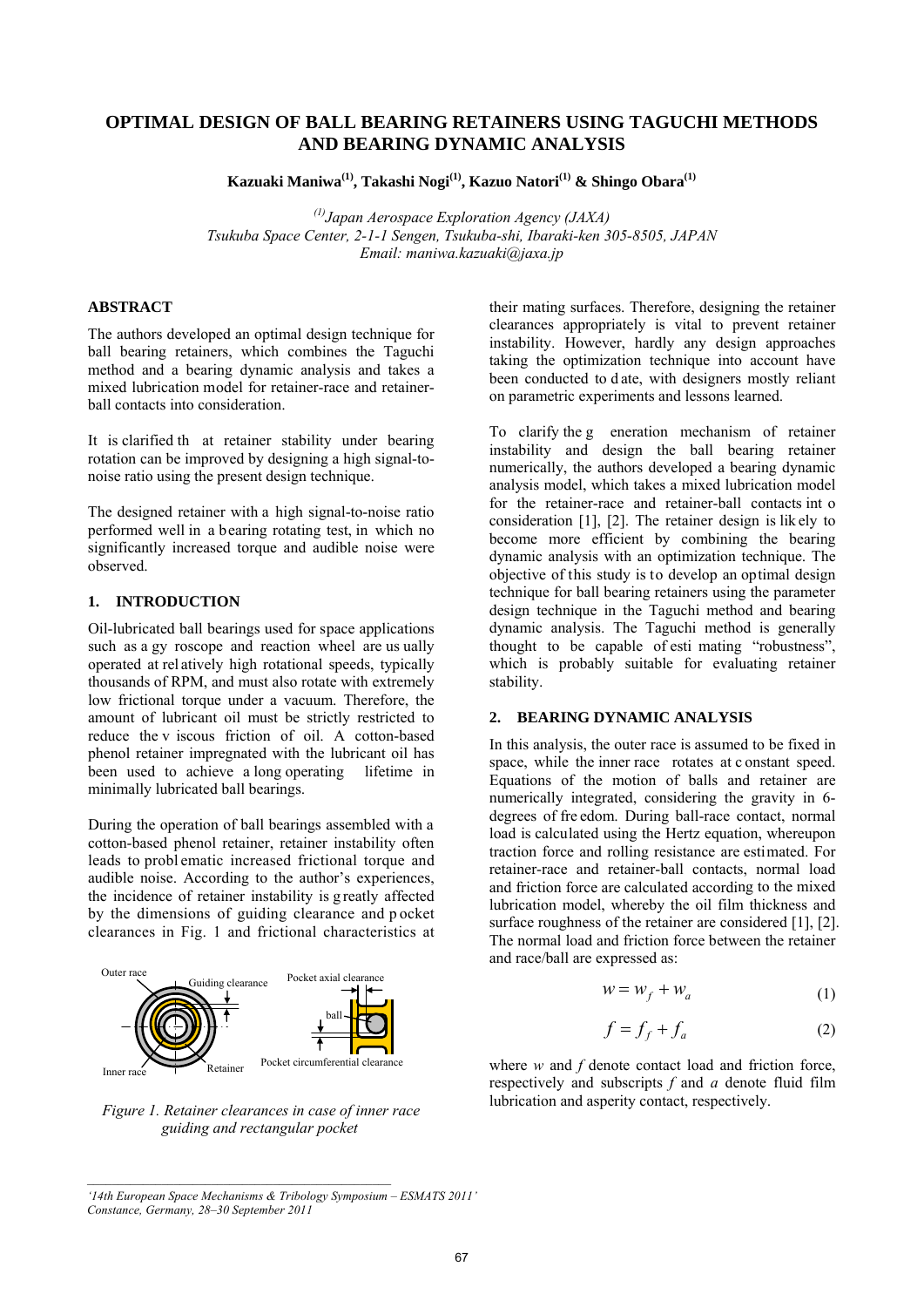# OPTIMAL DESIGN OF BALL BEARING RETAINERS USING TAGUCHI METHODS AND BEARING DYNAMIC ANALYSIS

**Kazuaki Maniwa[1], Takashi Nogi[1], Kazuo Natori[1] & Shingo Obara[1]**

*[1] Japan Aerospace Exploration Agency (JAXA)*
*Tsukuba Space Center, 2-1-1 Sengen, Tsukuba-shi, Ibaraki-ken 305-8505, JAPAN*
*Email: maniwa.kazuaki@jaxa.jp*

## ABSTRACT

The authors developed an optimal design technique for ball bearing retainers, which combines the Taguchi method and a bearing dynamic analysis and takes a mixed lubrication model for retainer-race and retainer-ball contacts into consideration.

It is clarified that retainer stability under bearing rotation can be improved by designing a high signal-to-noise ratio using the present design technique.

The designed retainer with a high signal-to-noise ratio performed well in a bearing rotating test, in which no significantly increased torque and audible noise were observed.

## 1. INTRODUCTION

Oil-lubricated ball bearings used for space applications such as a gyroscope and reaction wheel are usually operated at relatively high rotational speeds, typically thousands of RPM, and must also rotate with extremely low frictional torque under a vacuum. Therefore, the amount of lubricant oil must be strictly restricted to reduce the viscous friction of oil. A cotton-based phenol retainer impregnated with the lubricant oil has been used to achieve a long operating lifetime in minimally lubricated ball bearings.

During the operation of ball bearings assembled with a cotton-based phenol retainer, retainer instability often leads to problematic increased frictional torque and audible noise. According to the author's experiences, the incidence of retainer instability is greatly affected by the dimensions of guiding clearance and pocket clearances in Fig. 1 and frictional characteristics at their mating surfaces. Therefore, designing the retainer clearances appropriately is vital to prevent retainer instability. However, hardly any design approaches taking the optimization technique into account have been conducted to date, with designers mostly reliant on parametric experiments and lessons learned.

Outer race, Guiding clearance, Pocket axial clearance, ball, Inner race, Retainer, Pocket circumferential clearance

*Figure 1. Retainer clearances in case of inner race guiding and rectangular pocket*

To clarify the generation mechanism of retainer instability and design the ball bearing retainer numerically, the authors developed a bearing dynamic analysis model, which takes a mixed lubrication model for the retainer-race and retainer-ball contacts into consideration [1], [2]. The retainer design is likely to become more efficient by combining the bearing dynamic analysis with an optimization technique. The objective of this study is to develop an optimal design technique for ball bearing retainers using the parameter design technique in the Taguchi method and bearing dynamic analysis. The Taguchi method is generally thought to be capable of estimating "robustness", which is probably suitable for evaluating retainer stability.

## 2. BEARING DYNAMIC ANALYSIS

In this analysis, the outer race is assumed to be fixed in space, while the inner race rotates at constant speed. Equations of the motion of balls and retainer are numerically integrated, considering the gravity in 6-degrees of freedom. During ball-race contact, normal load is calculated using the Hertz equation, whereupon traction force and rolling resistance are estimated. For retainer-race and retainer-ball contacts, normal load and friction force are calculated according to the mixed lubrication model, whereby the oil film thickness and surface roughness of the retainer are considered [1], [2]. The normal load and friction force between the retainer and race/ball are expressed as:

$$w = w_f + w_a \tag{1}$$

$$f = f_f + f_a \tag{2}$$

where $w$ and $f$ denote contact load and friction force, respectively and subscripts $f$ and $a$ denote fluid film lubrication and asperity contact, respectively.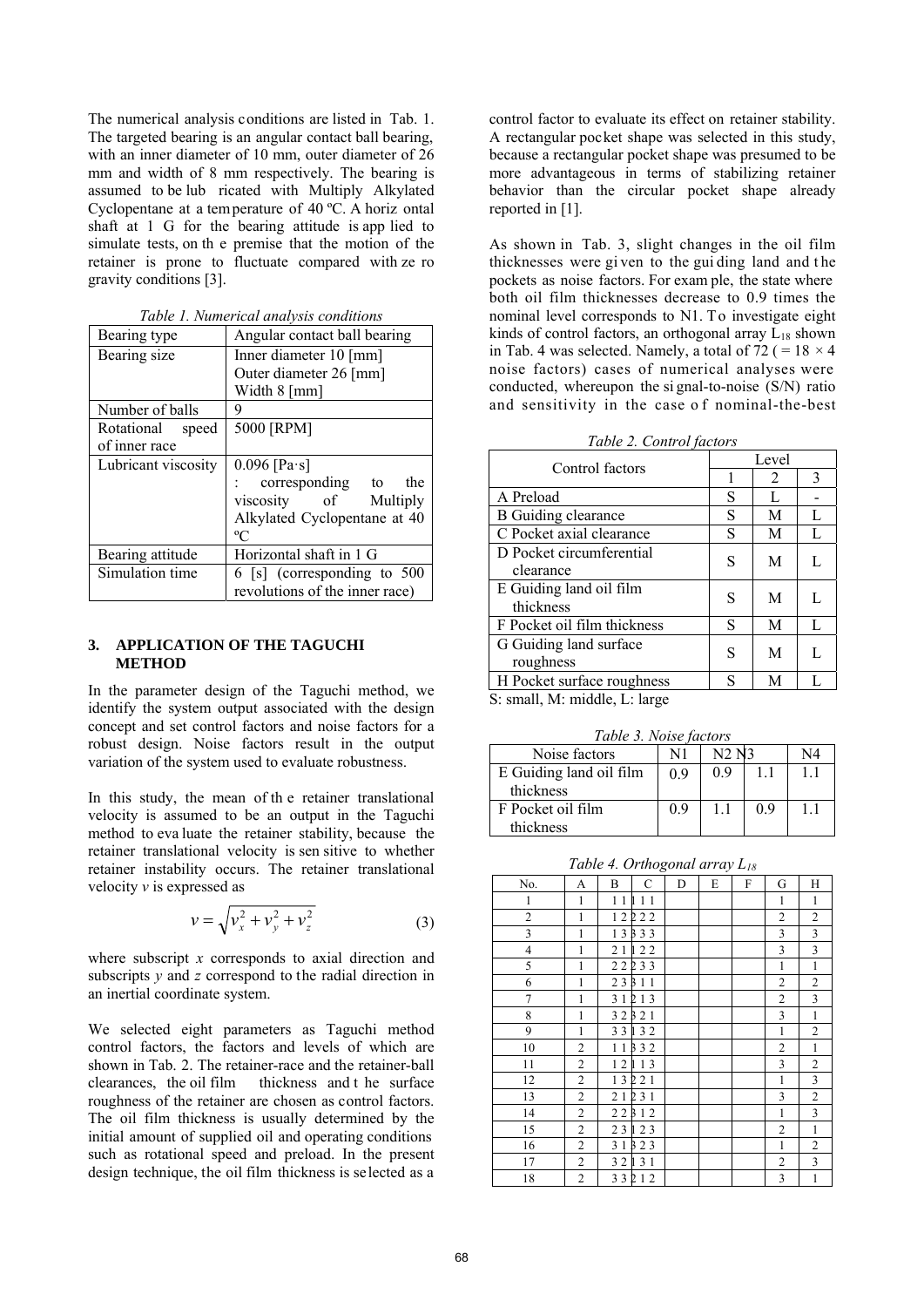The numerical analysis conditions are listed in Tab. 1. The targeted bearing is an angular contact ball bearing, with an inner diameter of 10 mm, outer diameter of 26 mm and width of 8 mm respectively. The bearing is assumed to be lubricated with Multiply Alkylated Cyclopentane at a temperature of 40 ºC. A horizontal shaft at 1 G for the bearing attitude is applied to simulate tests, on the premise that the motion of the retainer is prone to fluctuate compared with zero gravity conditions [3].

*Table 1. Numerical analysis conditions*

| | |
|---|---|
| Bearing type | Angular contact ball bearing |
| Bearing size | Inner diameter 10 [mm]<br>Outer diameter 26 [mm]<br>Width 8 [mm] |
| Number of balls | 9 |
| Rotational speed of inner race | 5000 [RPM] |
| Lubricant viscosity | 0.096 [Pa·s]<br>: corresponding to the viscosity of Multiply Alkylated Cyclopentane at 40 ºC |
| Bearing attitude | Horizontal shaft in 1 G |
| Simulation time | 6 [s] (corresponding to 500 revolutions of the inner race) |

## 3. APPLICATION OF THE TAGUCHI METHOD

In the parameter design of the Taguchi method, we identify the system output associated with the design concept and set control factors and noise factors for a robust design. Noise factors result in the output variation of the system used to evaluate robustness.

In this study, the mean of the retainer translational velocity is assumed to be an output in the Taguchi method to evaluate the retainer stability, because the retainer translational velocity is sensitive to whether retainer instability occurs. The retainer translational velocity $v$ is expressed as

$$v = \sqrt{v_x^2 + v_y^2 + v_z^2} \tag{3}$$

where subscript $x$ corresponds to axial direction and subscripts $y$ and $z$ correspond to the radial direction in an inertial coordinate system.

We selected eight parameters as Taguchi method control factors, the factors and levels of which are shown in Tab. 2. The retainer-race and the retainer-ball clearances, the oil film thickness and the surface roughness of the retainer are chosen as control factors. The oil film thickness is usually determined by the initial amount of supplied oil and operating conditions such as rotational speed and preload. In the present design technique, the oil film thickness is selected as a control factor to evaluate its effect on retainer stability. A rectangular pocket shape was selected in this study, because a rectangular pocket shape was presumed to be more advantageous in terms of stabilizing retainer behavior than the circular pocket shape already reported in [1].

As shown in Tab. 3, slight changes in the oil film thicknesses were given to the guiding land and the pockets as noise factors. For example, the state where both oil film thicknesses decrease to 0.9 times the nominal level corresponds to N1. To investigate eight kinds of control factors, an orthogonal array $L_{18}$ shown in Tab. 4 was selected. Namely, a total of 72 ( = 18 × 4 noise factors) cases of numerical analyses were conducted, whereupon the signal-to-noise (S/N) ratio and sensitivity in the case of nominal-the-best

*Table 2. Control factors*

| Control factors | Level | | |
|---|---|---|---|
| | 1 | 2 | 3 |
| A Preload | S | L | - |
| B Guiding clearance | S | M | L |
| C Pocket axial clearance | S | M | L |
| D Pocket circumferential clearance | S | M | L |
| E Guiding land oil film thickness | S | M | L |
| F Pocket oil film thickness | S | M | L |
| G Guiding land surface roughness | S | M | L |
| H Pocket surface roughness | S | M | L |

S: small, M: middle, L: large

*Table 3. Noise factors*

| Noise factors | N1 | N2 | N3 | N4 |
|---|---|---|---|---|
| E Guiding land oil film thickness | 0.9 | 0.9 | 1.1 | 1.1 |
| F Pocket oil film thickness | 0.9 | 1.1 | 0.9 | 1.1 |

*Table 4. Orthogonal array $L_{18}$*

| No. | A | B | C | D | E | F | G | H |
|---|---|---|---|---|---|---|---|---|
| 1 | 1 | 1 | 1 | 1 | 1 | 1 | 1 | 1 |
| 2 | 1 | 1 | 2 | 2 | 2 | 2 | 2 | 2 |
| 3 | 1 | 1 | 3 | 3 | 3 | 3 | 3 | 3 |
| 4 | 1 | 2 | 1 | 1 | 2 | 2 | 3 | 3 |
| 5 | 1 | 2 | 2 | 2 | 3 | 3 | 1 | 1 |
| 6 | 1 | 2 | 3 | 3 | 1 | 1 | 2 | 2 |
| 7 | 1 | 3 | 1 | 2 | 1 | 3 | 2 | 3 |
| 8 | 1 | 3 | 2 | 3 | 2 | 1 | 3 | 1 |
| 9 | 1 | 3 | 3 | 1 | 3 | 2 | 1 | 2 |
| 10 | 2 | 1 | 1 | 3 | 3 | 2 | 2 | 1 |
| 11 | 2 | 1 | 2 | 1 | 1 | 3 | 3 | 2 |
| 12 | 2 | 1 | 3 | 2 | 2 | 1 | 1 | 3 |
| 13 | 2 | 2 | 1 | 2 | 3 | 1 | 3 | 2 |
| 14 | 2 | 2 | 2 | 3 | 1 | 2 | 1 | 3 |
| 15 | 2 | 2 | 3 | 1 | 2 | 3 | 2 | 1 |
| 16 | 2 | 3 | 1 | 3 | 2 | 3 | 1 | 2 |
| 17 | 2 | 3 | 2 | 1 | 3 | 1 | 2 | 3 |
| 18 | 2 | 3 | 3 | 2 | 1 | 2 | 3 | 1 |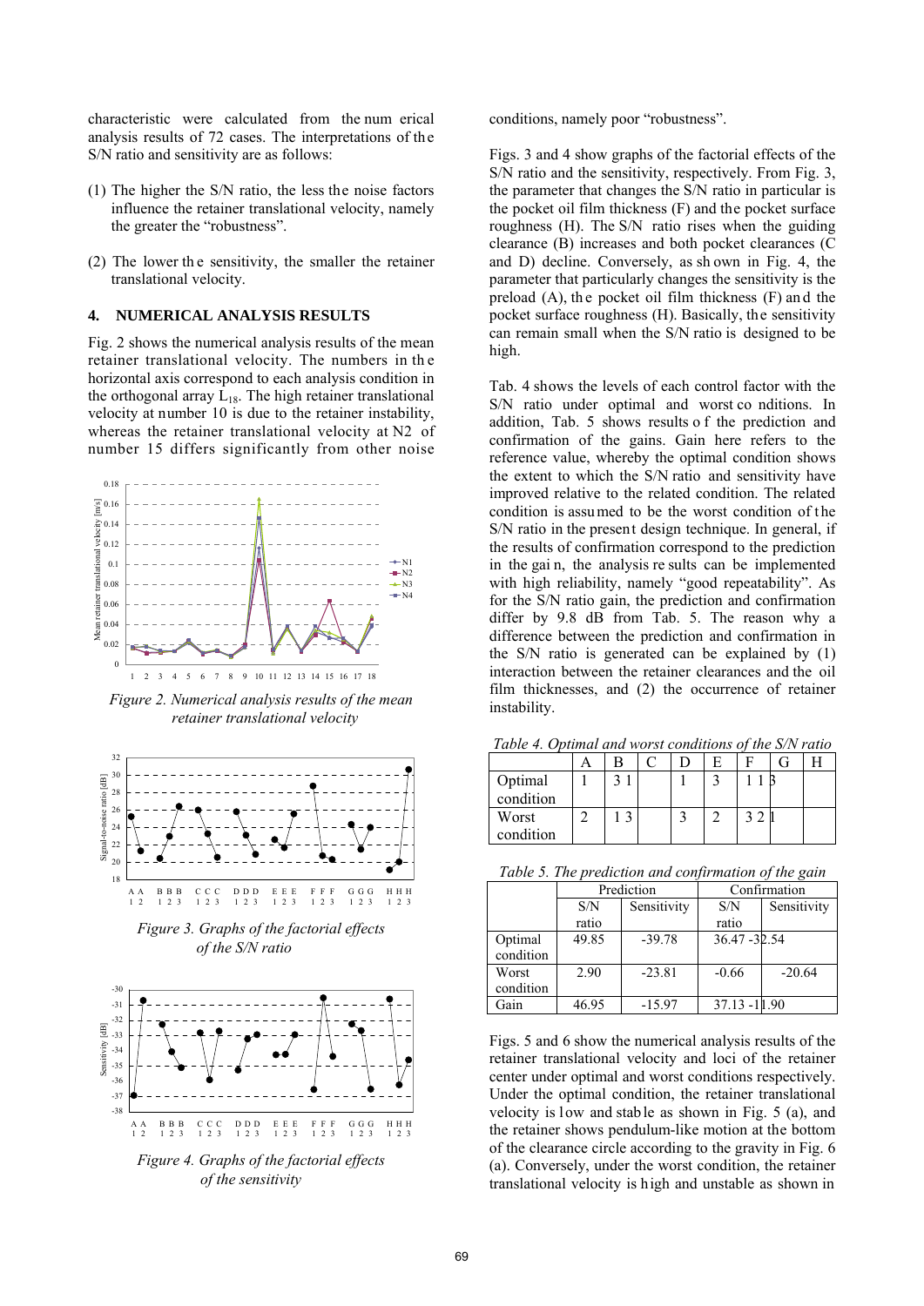characteristic were calculated from the numerical analysis results of 72 cases. The interpretations of the S/N ratio and sensitivity are as follows:

(1) The higher the S/N ratio, the less the noise factors influence the retainer translational velocity, namely the greater the "robustness".

(2) The lower the sensitivity, the smaller the retainer translational velocity.

## 4. NUMERICAL ANALYSIS RESULTS

Fig. 2 shows the numerical analysis results of the mean retainer translational velocity. The numbers in the horizontal axis correspond to each analysis condition in the orthogonal array $L_{18}$. The high retainer translational velocity at number 10 is due to the retainer instability, whereas the retainer translational velocity at N2 of number 15 differs significantly from other noise conditions, namely poor "robustness".

*Figure 2. Numerical analysis results of the mean retainer translational velocity*

*Figure 3. Graphs of the factorial effects of the S/N ratio*

*Figure 4. Graphs of the factorial effects of the sensitivity*

Figs. 3 and 4 show graphs of the factorial effects of the S/N ratio and the sensitivity, respectively. From Fig. 3, the parameter that changes the S/N ratio in particular is the pocket oil film thickness (F) and the pocket surface roughness (H). The S/N ratio rises when the guiding clearance (B) increases and both pocket clearances (C and D) decline. Conversely, as shown in Fig. 4, the parameter that particularly changes the sensitivity is the preload (A), the pocket oil film thickness (F) and the pocket surface roughness (H). Basically, the sensitivity can remain small when the S/N ratio is designed to be high.

Tab. 4 shows the levels of each control factor with the S/N ratio under optimal and worst conditions. In addition, Tab. 5 shows results of the prediction and confirmation of the gains. Gain here refers to the reference value, whereby the optimal condition shows the extent to which the S/N ratio and sensitivity have improved relative to the related condition. The related condition is assumed to be the worst condition of the S/N ratio in the present design technique. In general, if the results of confirmation correspond to the prediction in the gain, the analysis results can be implemented with high reliability, namely "good repeatability". As for the S/N ratio gain, the prediction and confirmation differ by 9.8 dB from Tab. 5. The reason why a difference between the prediction and confirmation in the S/N ratio is generated can be explained by (1) interaction between the retainer clearances and the oil film thicknesses, and (2) the occurrence of retainer instability.

*Table 4. Optimal and worst conditions of the S/N ratio*

| | A | B | C | D | E | F | G | H |
|---|---|---|---|---|---|---|---|---|
| Optimal condition | 1 | 3 | 1 | 1 | 3 | 1 | 1 | 3 |
| Worst condition | 2 | 1 | 3 | 3 | 2 | 3 | 2 | 1 |

*Table 5. The prediction and confirmation of the gain*

| | Prediction | | Confirmation | |
|---|---|---|---|---|
| | S/N ratio | Sensitivity | S/N ratio | Sensitivity |
| Optimal condition | 49.85 | -39.78 | 36.47 | -32.54 |
| Worst condition | 2.90 | -23.81 | -0.66 | -20.64 |
| Gain | 46.95 | -15.97 | 37.13 | -11.90 |

Figs. 5 and 6 show the numerical analysis results of the retainer translational velocity and loci of the retainer center under optimal and worst conditions respectively. Under the optimal condition, the retainer translational velocity is low and stable as shown in Fig. 5 (a), and the retainer shows pendulum-like motion at the bottom of the clearance circle according to the gravity in Fig. 6 (a). Conversely, under the worst condition, the retainer translational velocity is high and unstable as shown in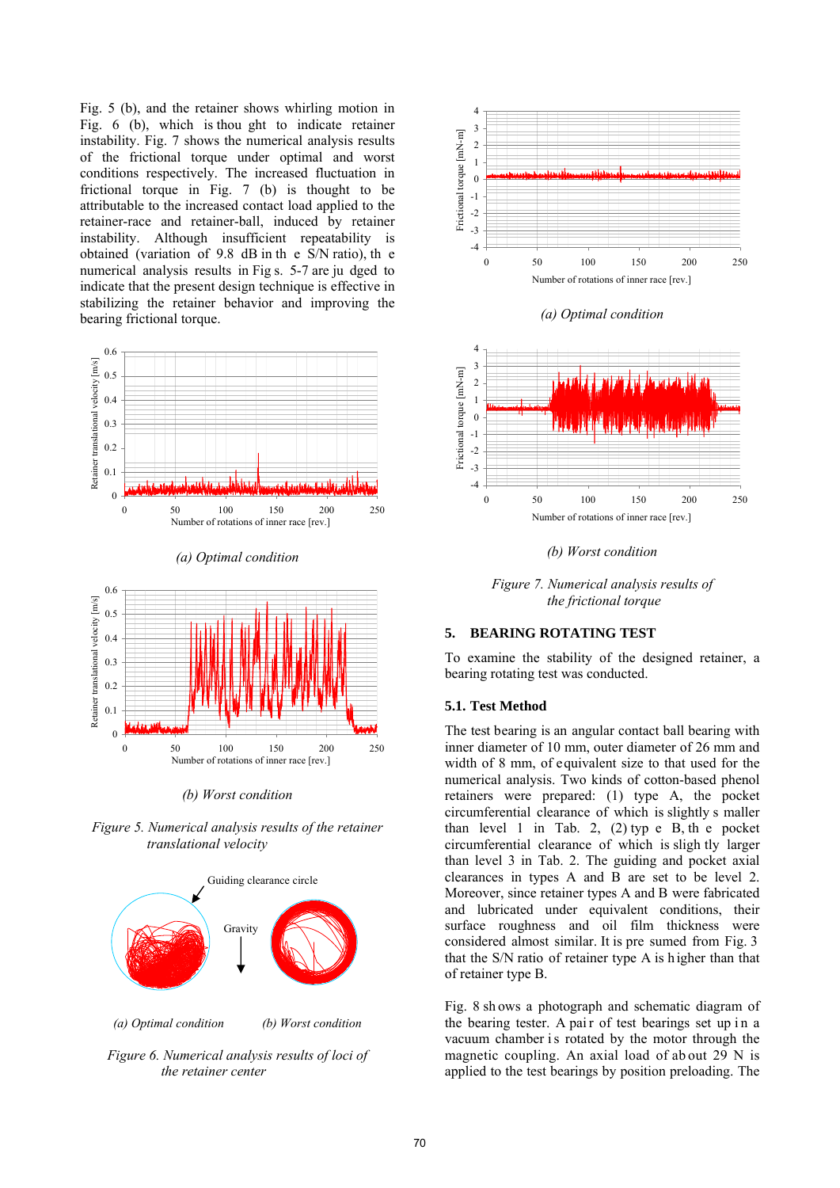Fig. 5 (b), and the retainer shows whirling motion in Fig. 6 (b), which is thought to indicate retainer instability. Fig. 7 shows the numerical analysis results of the frictional torque under optimal and worst conditions respectively. The increased fluctuation in frictional torque in Fig. 7 (b) is thought to be attributable to the increased contact load applied to the retainer-race and retainer-ball, induced by retainer instability. Although insufficient repeatability is obtained (variation of 9.8 dB in the S/N ratio), the numerical analysis results in Figs. 5-7 are judged to indicate that the present design technique is effective in stabilizing the retainer behavior and improving the bearing frictional torque.

*(a) Optimal condition*

*(b) Worst condition*

*Figure 5. Numerical analysis results of the retainer translational velocity*

*(a) Optimal condition* *(b) Worst condition*

*Figure 6. Numerical analysis results of loci of the retainer center*

*(a) Optimal condition*

*(b) Worst condition*

*Figure 7. Numerical analysis results of the frictional torque*

## 5. BEARING ROTATING TEST

To examine the stability of the designed retainer, a bearing rotating test was conducted.

### 5.1. Test Method

The test bearing is an angular contact ball bearing with inner diameter of 10 mm, outer diameter of 26 mm and width of 8 mm, of equivalent size to that used for the numerical analysis. Two kinds of cotton-based phenol retainers were prepared: (1) type A, the pocket circumferential clearance of which is slightly smaller than level 1 in Tab. 2, (2) type B, the pocket circumferential clearance of which is slightly larger than level 3 in Tab. 2. The guiding and pocket axial clearances in types A and B are set to be level 2. Moreover, since retainer types A and B were fabricated and lubricated under equivalent conditions, their surface roughness and oil film thickness were considered almost similar. It is presumed from Fig. 3 that the S/N ratio of retainer type A is higher than that of retainer type B.

Fig. 8 shows a photograph and schematic diagram of the bearing tester. A pair of test bearings set up in a vacuum chamber is rotated by the motor through the magnetic coupling. An axial load of about 29 N is applied to the test bearings by position preloading. The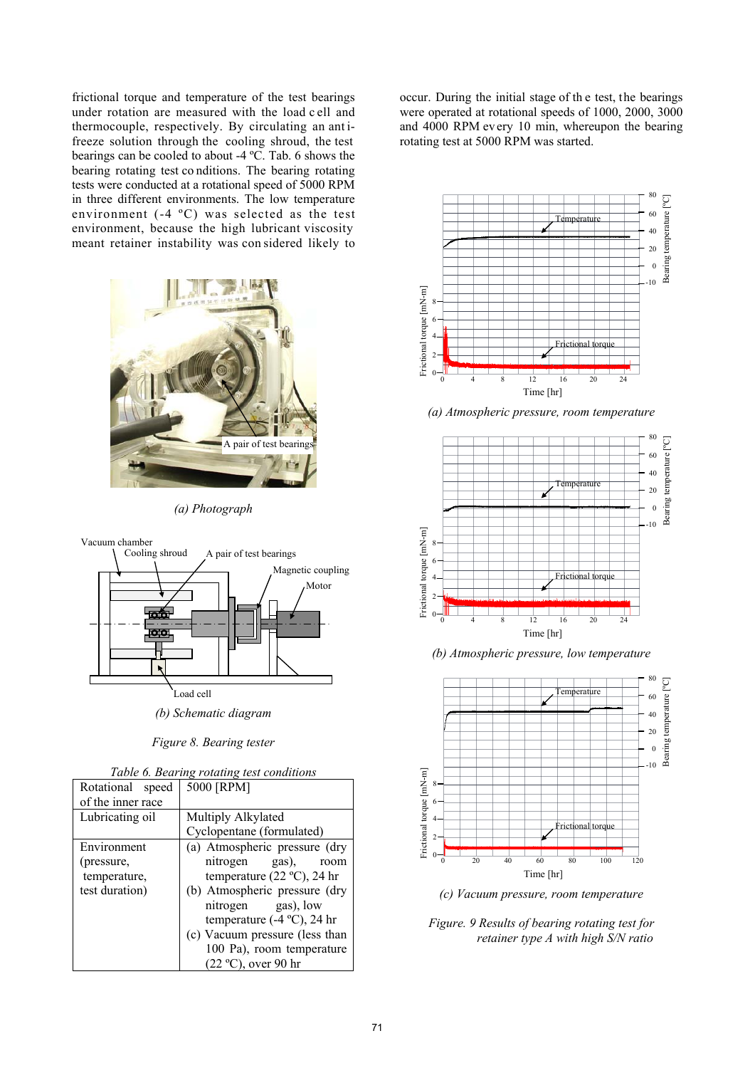frictional torque and temperature of the test bearings under rotation are measured with the load cell and thermocouple, respectively. By circulating an anti-freeze solution through the cooling shroud, the test bearings can be cooled to about -4 ºC. Tab. 6 shows the bearing rotating test conditions. The bearing rotating tests were conducted at a rotational speed of 5000 RPM in three different environments. The low temperature environment (-4 ºC) was selected as the test environment, because the high lubricant viscosity meant retainer instability was considered likely to occur. During the initial stage of the test, the bearings were operated at rotational speeds of 1000, 2000, 3000 and 4000 RPM every 10 min, whereupon the bearing rotating test at 5000 RPM was started.

*(a) Photograph*

*(b) Schematic diagram*

*Figure 8. Bearing tester*

*Table 6. Bearing rotating test conditions*

| Rotational speed of the inner race | 5000 [RPM] |
|---|---|
| Lubricating oil | Multiply Alkylated Cyclopentane (formulated) |
| Environment (pressure, temperature, test duration) | (a) Atmospheric pressure (dry nitrogen gas), room temperature (22 ºC), 24 hr<br>(b) Atmospheric pressure (dry nitrogen gas), low temperature (-4 ºC), 24 hr<br>(c) Vacuum pressure (less than 100 Pa), room temperature (22 ºC), over 90 hr |

*(a) Atmospheric pressure, room temperature*

*(b) Atmospheric pressure, low temperature*

*(c) Vacuum pressure, room temperature*

*Figure. 9 Results of bearing rotating test for retainer type A with high S/N ratio*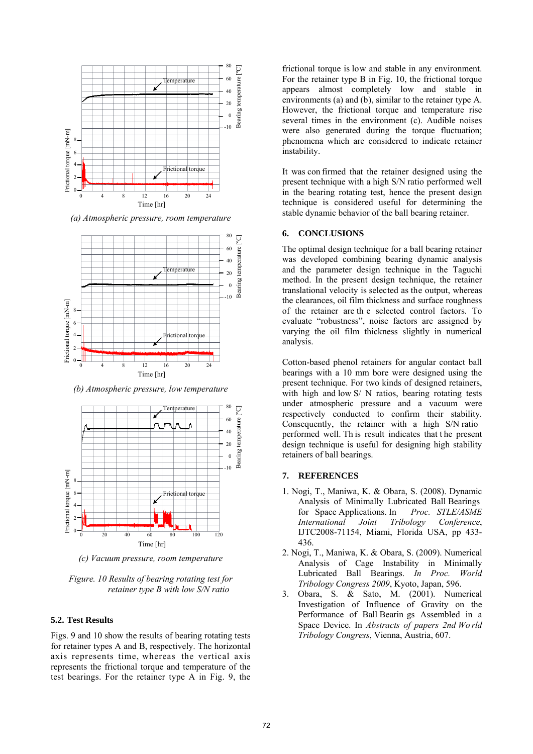Temperature
Frictional torque
Frictional torque [mN-m]
Bearing temperature [℃]
80
60
40
20
0
-10
8
6
4
2
0
0 4 8 12 16 20 24
Time [hr]

*(a) Atmospheric pressure, room temperature*

Temperature
Frictional torque
Frictional torque [mN-m]
Bearing temperature [℃]
80
60
40
20
0
-10
8
6
4
2
0
0 4 8 12 16 20 24
Time [hr]

*(b) Atmospheric pressure, low temperature*

Temperature
Frictional torque
Frictional torque [mN-m]
Bearing temperature [℃]
80
60
40
20
0
-10
8
6
4
2
0
0 20 40 60 80 100 120
Time [hr]

*(c) Vacuum pressure, room temperature*

*Figure. 10 Results of bearing rotating test for retainer type B with low S/N ratio*

### 5.2. Test Results

Figs. 9 and 10 show the results of bearing rotating tests for retainer types A and B, respectively. The horizontal axis represents time, whereas the vertical axis represents the frictional torque and temperature of the test bearings. For the retainer type A in Fig. 9, the frictional torque is low and stable in any environment. For the retainer type B in Fig. 10, the frictional torque appears almost completely low and stable in environments (a) and (b), similar to the retainer type A. However, the frictional torque and temperature rise several times in the environment (c). Audible noises were also generated during the torque fluctuation; phenomena which are considered to indicate retainer instability.

It was confirmed that the retainer designed using the present technique with a high S/N ratio performed well in the bearing rotating test, hence the present design technique is considered useful for determining the stable dynamic behavior of the ball bearing retainer.

## 6. CONCLUSIONS

The optimal design technique for a ball bearing retainer was developed combining bearing dynamic analysis and the parameter design technique in the Taguchi method. In the present design technique, the retainer translational velocity is selected as the output, whereas the clearances, oil film thickness and surface roughness of the retainer are the selected control factors. To evaluate "robustness", noise factors are assigned by varying the oil film thickness slightly in numerical analysis.

Cotton-based phenol retainers for angular contact ball bearings with a 10 mm bore were designed using the present technique. For two kinds of designed retainers, with high and low S/N ratios, bearing rotating tests under atmospheric pressure and a vacuum were respectively conducted to confirm their stability. Consequently, the retainer with a high S/N ratio performed well. This result indicates that the present design technique is useful for designing high stability retainers of ball bearings.

## 7. REFERENCES

1. Nogi, T., Maniwa, K. & Obara, S. (2008). Dynamic Analysis of Minimally Lubricated Ball Bearings for Space Applications. In *Proc. STLE/ASME International Joint Tribology Conference*, IJTC2008-71154, Miami, Florida USA, pp 433-436.
2. Nogi, T., Maniwa, K. & Obara, S. (2009). Numerical Analysis of Cage Instability in Minimally Lubricated Ball Bearings. *In Proc. World Tribology Congress 2009*, Kyoto, Japan, 596.
3. Obara, S. & Sato, M. (2001). Numerical Investigation of Influence of Gravity on the Performance of Ball Bearings Assembled in a Space Device. In *Abstracts of papers 2nd World Tribology Congress*, Vienna, Austria, 607.